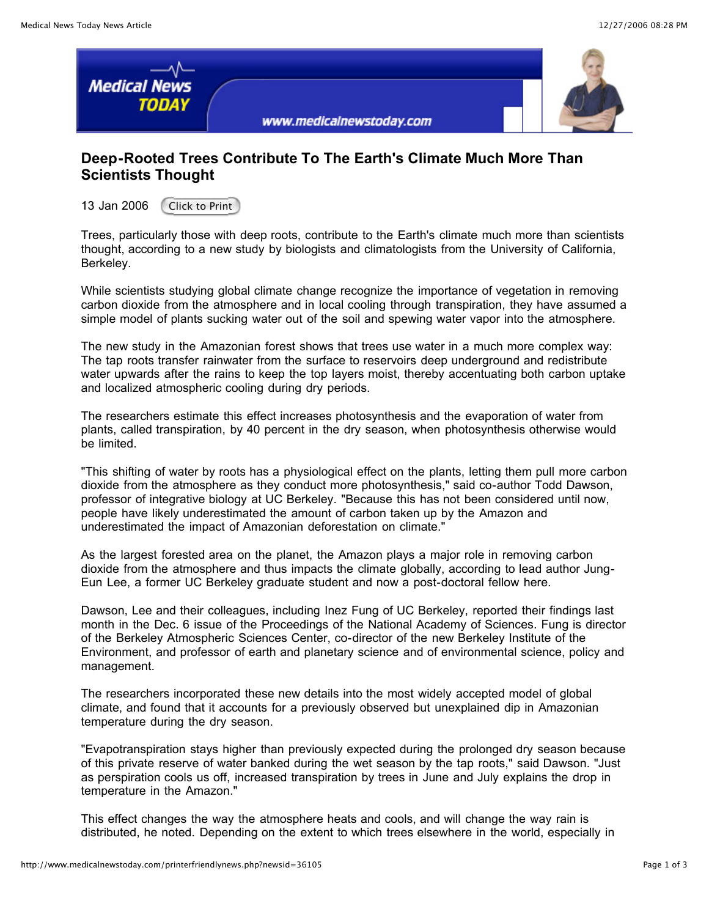# Deep-Rooted Trees Contribute To The Earth's Climate Much More Than Scientists Thought

13 Jan 2006

Trees, particularly those with deep roots, contribute to the Earth's climate much more than scientists thought, according to a new study by biologists and climatologists from the University of California, Berkeley.

While scientists studying global climate change recognize the importance of vegetation in removing carbon dioxide from the atmosphere and in local cooling through transpiration, they have assumed a simple model of plants sucking water out of the soil and spewing water vapor into the atmosphere.

The new study in the Amazonian forest shows that trees use water in a much more complex way: The tap roots transfer rainwater from the surface to reservoirs deep underground and redistribute water upwards after the rains to keep the top layers moist, thereby accentuating both carbon uptake and localized atmospheric cooling during dry periods.

The researchers estimate this effect increases photosynthesis and the evaporation of water from plants, called transpiration, by 40 percent in the dry season, when photosynthesis otherwise would be limited.

"This shifting of water by roots has a physiological effect on the plants, letting them pull more carbon dioxide from the atmosphere as they conduct more photosynthesis," said co-author Todd Dawson, professor of integrative biology at UC Berkeley. "Because this has not been considered until now, people have likely underestimated the amount of carbon taken up by the Amazon and underestimated the impact of Amazonian deforestation on climate."

As the largest forested area on the planet, the Amazon plays a major role in removing carbon dioxide from the atmosphere and thus impacts the climate globally, according to lead author Jung-Eun Lee, a former UC Berkeley graduate student and now a post-doctoral fellow here.

Dawson, Lee and their colleagues, including Inez Fung of UC Berkeley, reported their findings last month in the Dec. 6 issue of the Proceedings of the National Academy of Sciences. Fung is director of the Berkeley Atmospheric Sciences Center, co-director of the new Berkeley Institute of the Environment, and professor of earth and planetary science and of environmental science, policy and management.

The researchers incorporated these new details into the most widely accepted model of global climate, and found that it accounts for a previously observed but unexplained dip in Amazonian temperature during the dry season.

"Evapotranspiration stays higher than previously expected during the prolonged dry season because of this private reserve of water banked during the wet season by the tap roots," said Dawson. "Just as perspiration cools us off, increased transpiration by trees in June and July explains the drop in temperature in the Amazon."

This effect changes the way the atmosphere heats and cools, and will change the way rain is distributed, he noted. Depending on the extent to which trees elsewhere in the world, especially in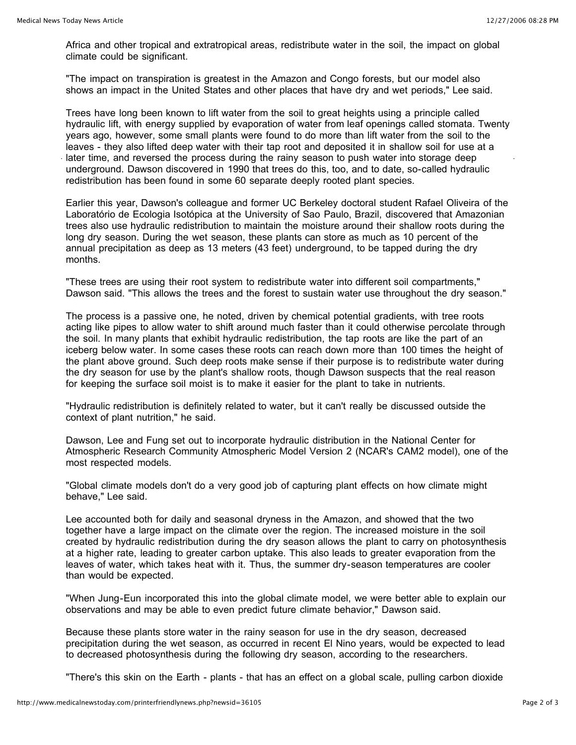Africa and other tropical and extratropical areas, redistribute water in the soil, the impact on global climate could be significant.

"The impact on transpiration is greatest in the Amazon and Congo forests, but our model also shows an impact in the United States and other places that have dry and wet periods," Lee said.

Trees have long been known to lift water from the soil to great heights using a principle called hydraulic lift, with energy supplied by evaporation of water from leaf openings called stomata. Twenty years ago, however, some small plants were found to do more than lift water from the soil to the leaves - they also lifted deep water with their tap root and deposited it in shallow soil for use at a later time, and reversed the process during the rainy season to push water into storage deep underground. Dawson discovered in 1990 that trees do this, too, and to date, so-called hydraulic redistribution has been found in some 60 separate deeply rooted plant species.

Earlier this year, Dawson's colleague and former UC Berkeley doctoral student Rafael Oliveira of the Laboratório de Ecologia Isotópica at the University of Sao Paulo, Brazil, discovered that Amazonian trees also use hydraulic redistribution to maintain the moisture around their shallow roots during the long dry season. During the wet season, these plants can store as much as 10 percent of the annual precipitation as deep as 13 meters (43 feet) underground, to be tapped during the dry months.

"These trees are using their root system to redistribute water into different soil compartments," Dawson said. "This allows the trees and the forest to sustain water use throughout the dry season."

The process is a passive one, he noted, driven by chemical potential gradients, with tree roots acting like pipes to allow water to shift around much faster than it could otherwise percolate through the soil. In many plants that exhibit hydraulic redistribution, the tap roots are like the part of an iceberg below water. In some cases these roots can reach down more than 100 times the height of the plant above ground. Such deep roots make sense if their purpose is to redistribute water during the dry season for use by the plant's shallow roots, though Dawson suspects that the real reason for keeping the surface soil moist is to make it easier for the plant to take in nutrients.

"Hydraulic redistribution is definitely related to water, but it can't really be discussed outside the context of plant nutrition," he said.

Dawson, Lee and Fung set out to incorporate hydraulic distribution in the National Center for Atmospheric Research Community Atmospheric Model Version 2 (NCAR's CAM2 model), one of the most respected models.

"Global climate models don't do a very good job of capturing plant effects on how climate might behave," Lee said.

Lee accounted both for daily and seasonal dryness in the Amazon, and showed that the two together have a large impact on the climate over the region. The increased moisture in the soil created by hydraulic redistribution during the dry season allows the plant to carry on photosynthesis at a higher rate, leading to greater carbon uptake. This also leads to greater evaporation from the leaves of water, which takes heat with it. Thus, the summer dry-season temperatures are cooler than would be expected.

"When Jung-Eun incorporated this into the global climate model, we were better able to explain our observations and may be able to even predict future climate behavior," Dawson said.

Because these plants store water in the rainy season for use in the dry season, decreased precipitation during the wet season, as occurred in recent El Nino years, would be expected to lead to decreased photosynthesis during the following dry season, according to the researchers.

"There's this skin on the Earth - plants - that has an effect on a global scale, pulling carbon dioxide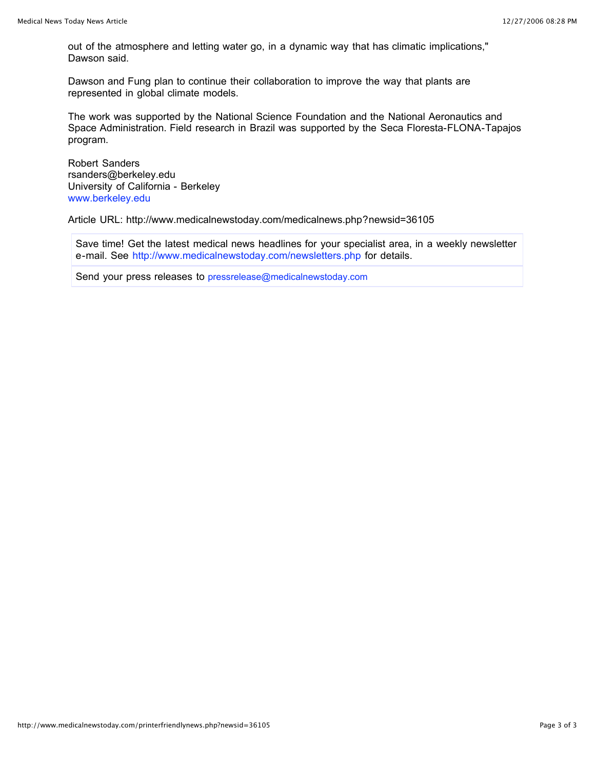out of the atmosphere and letting water go, in a dynamic way that has climatic implications," Dawson said.

Dawson and Fung plan to continue their collaboration to improve the way that plants are represented in global climate models.

The work was supported by the National Science Foundation and the National Aeronautics and Space Administration. Field research in Brazil was supported by the Seca Floresta-FLONA-Tapajos program.

Robert Sanders
rsanders@berkeley.edu
University of California - Berkeley
www.berkeley.edu

Article URL: http://www.medicalnewstoday.com/medicalnews.php?newsid=36105

Save time! Get the latest medical news headlines for your specialist area, in a weekly newsletter e-mail. See http://www.medicalnewstoday.com/newsletters.php for details.

Send your press releases to pressrelease@medicalnewstoday.com